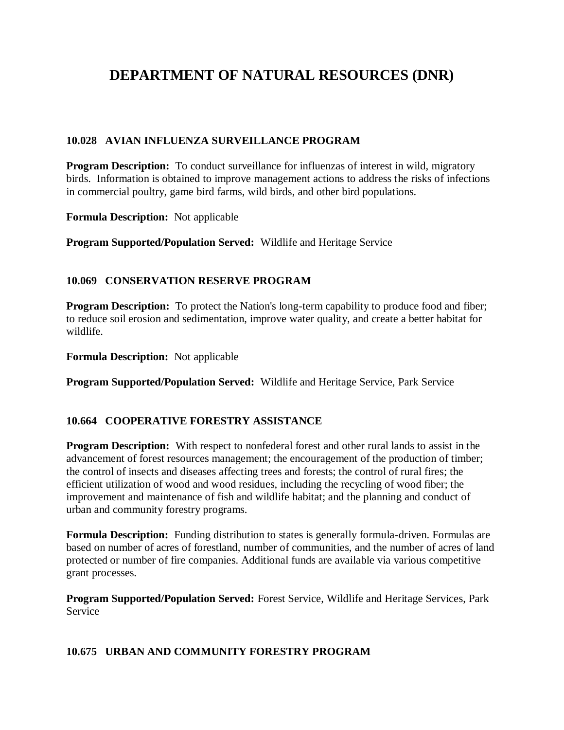# DEPARTMENT OF NATURAL RESOURCES (DNR)

### 10.028 AVIAN INFLUENZA SURVEILLANCE PROGRAM

**Program Description:** To conduct surveillance for influenzas of interest in wild, migratory birds. Information is obtained to improve management actions to address the risks of infections in commercial poultry, game bird farms, wild birds, and other bird populations.

**Formula Description:** Not applicable

**Program Supported/Population Served:** Wildlife and Heritage Service

### 10.069 CONSERVATION RESERVE PROGRAM

**Program Description:** To protect the Nation's long-term capability to produce food and fiber; to reduce soil erosion and sedimentation, improve water quality, and create a better habitat for wildlife.

**Formula Description:** Not applicable

**Program Supported/Population Served:** Wildlife and Heritage Service, Park Service

### 10.664 COOPERATIVE FORESTRY ASSISTANCE

**Program Description:** With respect to nonfederal forest and other rural lands to assist in the advancement of forest resources management; the encouragement of the production of timber; the control of insects and diseases affecting trees and forests; the control of rural fires; the efficient utilization of wood and wood residues, including the recycling of wood fiber; the improvement and maintenance of fish and wildlife habitat; and the planning and conduct of urban and community forestry programs.

**Formula Description:** Funding distribution to states is generally formula-driven. Formulas are based on number of acres of forestland, number of communities, and the number of acres of land protected or number of fire companies. Additional funds are available via various competitive grant processes.

**Program Supported/Population Served:** Forest Service, Wildlife and Heritage Services, Park Service

### 10.675 URBAN AND COMMUNITY FORESTRY PROGRAM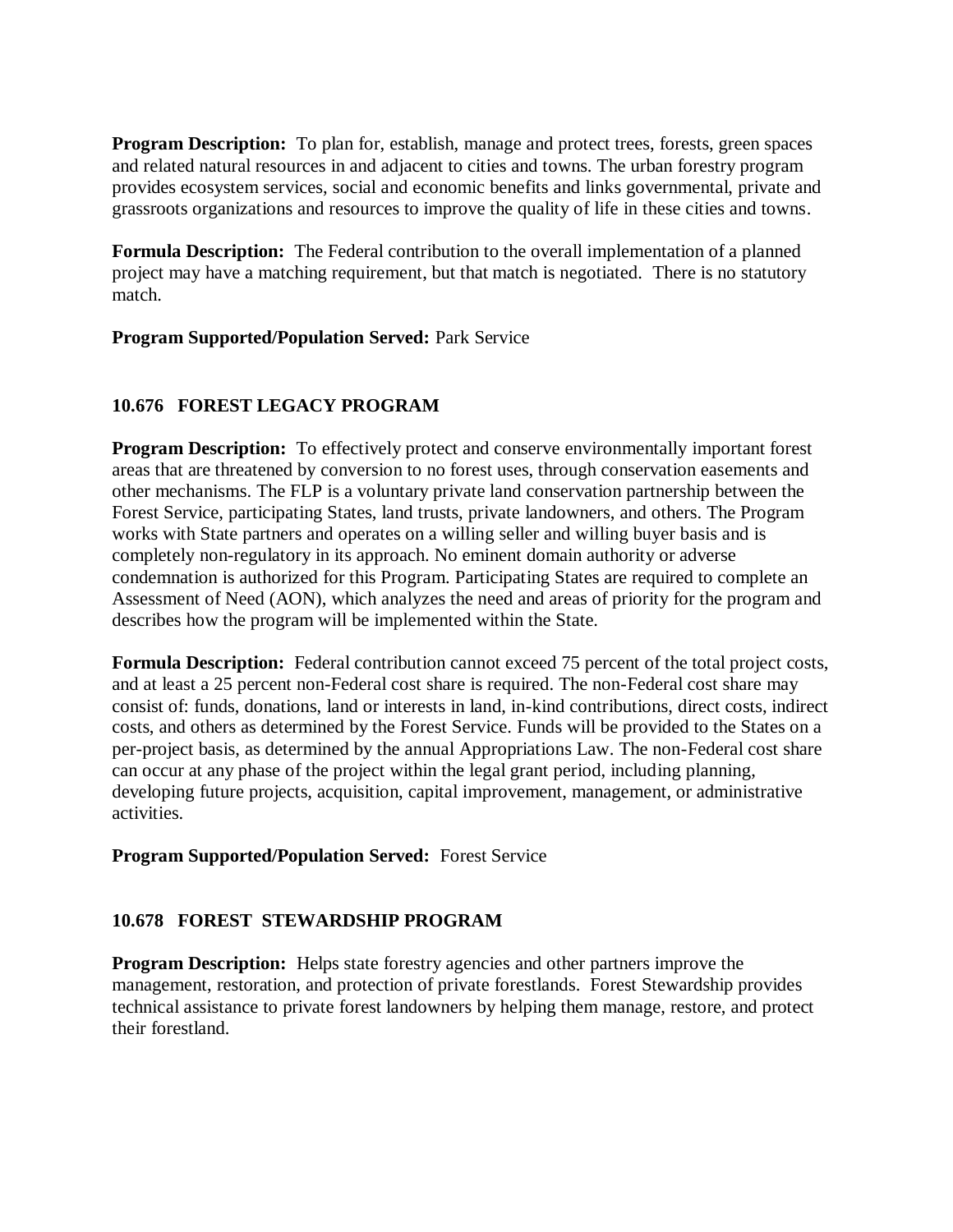**Program Description:** To plan for, establish, manage and protect trees, forests, green spaces and related natural resources in and adjacent to cities and towns. The urban forestry program provides ecosystem services, social and economic benefits and links governmental, private and grassroots organizations and resources to improve the quality of life in these cities and towns.

**Formula Description:** The Federal contribution to the overall implementation of a planned project may have a matching requirement, but that match is negotiated. There is no statutory match.

**Program Supported/Population Served:** Park Service

### 10.676 FOREST LEGACY PROGRAM

**Program Description:** To effectively protect and conserve environmentally important forest areas that are threatened by conversion to no forest uses, through conservation easements and other mechanisms. The FLP is a voluntary private land conservation partnership between the Forest Service, participating States, land trusts, private landowners, and others. The Program works with State partners and operates on a willing seller and willing buyer basis and is completely non-regulatory in its approach. No eminent domain authority or adverse condemnation is authorized for this Program. Participating States are required to complete an Assessment of Need (AON), which analyzes the need and areas of priority for the program and describes how the program will be implemented within the State.

**Formula Description:** Federal contribution cannot exceed 75 percent of the total project costs, and at least a 25 percent non-Federal cost share is required. The non-Federal cost share may consist of: funds, donations, land or interests in land, in-kind contributions, direct costs, indirect costs, and others as determined by the Forest Service. Funds will be provided to the States on a per-project basis, as determined by the annual Appropriations Law. The non-Federal cost share can occur at any phase of the project within the legal grant period, including planning, developing future projects, acquisition, capital improvement, management, or administrative activities.

**Program Supported/Population Served:** Forest Service

### 10.678 FOREST STEWARDSHIP PROGRAM

**Program Description:** Helps state forestry agencies and other partners improve the management, restoration, and protection of private forestlands. Forest Stewardship provides technical assistance to private forest landowners by helping them manage, restore, and protect their forestland.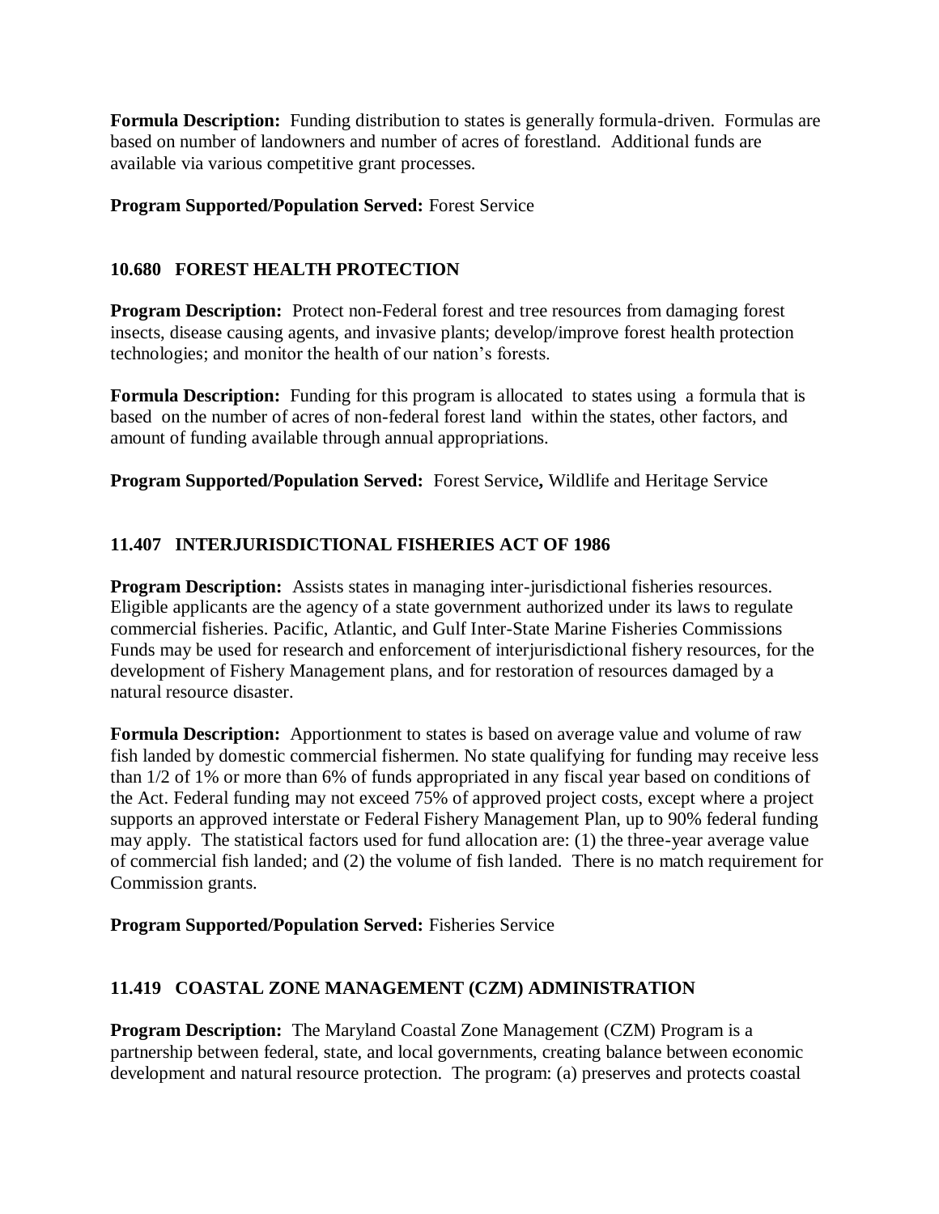**Formula Description:** Funding distribution to states is generally formula-driven. Formulas are based on number of landowners and number of acres of forestland. Additional funds are available via various competitive grant processes.

**Program Supported/Population Served:** Forest Service

### 10.680 FOREST HEALTH PROTECTION

**Program Description:** Protect non-Federal forest and tree resources from damaging forest insects, disease causing agents, and invasive plants; develop/improve forest health protection technologies; and monitor the health of our nation's forests.

**Formula Description:** Funding for this program is allocated to states using a formula that is based on the number of acres of non-federal forest land within the states, other factors, and amount of funding available through annual appropriations.

**Program Supported/Population Served:** Forest Service**,** Wildlife and Heritage Service

### 11.407 INTERJURISDICTIONAL FISHERIES ACT OF 1986

**Program Description:** Assists states in managing inter-jurisdictional fisheries resources. Eligible applicants are the agency of a state government authorized under its laws to regulate commercial fisheries. Pacific, Atlantic, and Gulf Inter-State Marine Fisheries Commissions Funds may be used for research and enforcement of interjurisdictional fishery resources, for the development of Fishery Management plans, and for restoration of resources damaged by a natural resource disaster.

**Formula Description:** Apportionment to states is based on average value and volume of raw fish landed by domestic commercial fishermen. No state qualifying for funding may receive less than 1/2 of 1% or more than 6% of funds appropriated in any fiscal year based on conditions of the Act. Federal funding may not exceed 75% of approved project costs, except where a project supports an approved interstate or Federal Fishery Management Plan, up to 90% federal funding may apply. The statistical factors used for fund allocation are: (1) the three-year average value of commercial fish landed; and (2) the volume of fish landed. There is no match requirement for Commission grants.

**Program Supported/Population Served:** Fisheries Service

### 11.419 COASTAL ZONE MANAGEMENT (CZM) ADMINISTRATION

**Program Description:** The Maryland Coastal Zone Management (CZM) Program is a partnership between federal, state, and local governments, creating balance between economic development and natural resource protection. The program: (a) preserves and protects coastal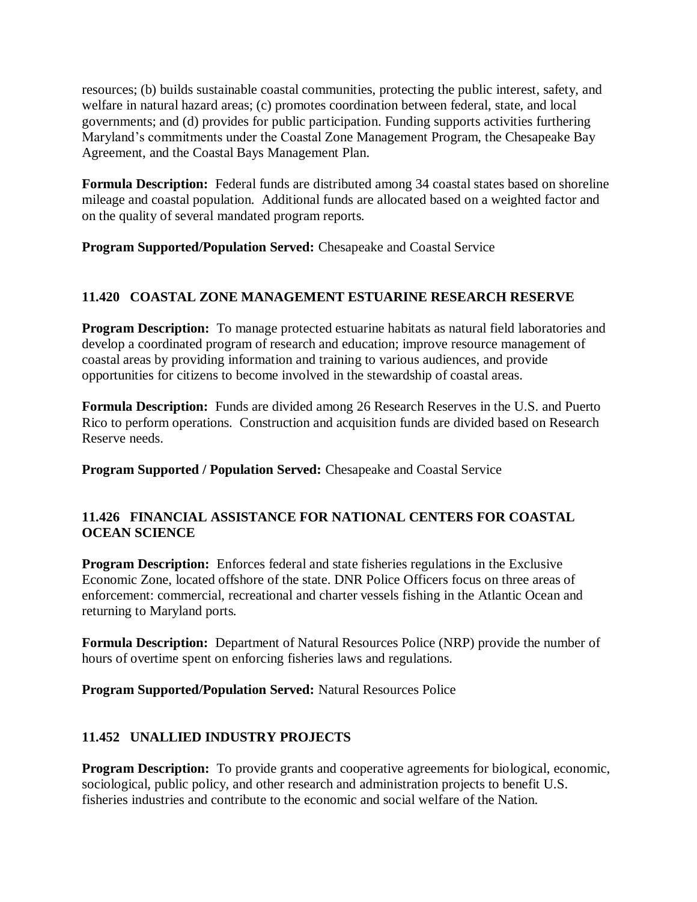resources; (b) builds sustainable coastal communities, protecting the public interest, safety, and welfare in natural hazard areas; (c) promotes coordination between federal, state, and local governments; and (d) provides for public participation. Funding supports activities furthering Maryland's commitments under the Coastal Zone Management Program, the Chesapeake Bay Agreement, and the Coastal Bays Management Plan.

**Formula Description:** Federal funds are distributed among 34 coastal states based on shoreline mileage and coastal population. Additional funds are allocated based on a weighted factor and on the quality of several mandated program reports.

**Program Supported/Population Served:** Chesapeake and Coastal Service

### 11.420 COASTAL ZONE MANAGEMENT ESTUARINE RESEARCH RESERVE

**Program Description:** To manage protected estuarine habitats as natural field laboratories and develop a coordinated program of research and education; improve resource management of coastal areas by providing information and training to various audiences, and provide opportunities for citizens to become involved in the stewardship of coastal areas.

**Formula Description:** Funds are divided among 26 Research Reserves in the U.S. and Puerto Rico to perform operations. Construction and acquisition funds are divided based on Research Reserve needs.

**Program Supported / Population Served:** Chesapeake and Coastal Service

### 11.426 FINANCIAL ASSISTANCE FOR NATIONAL CENTERS FOR COASTAL OCEAN SCIENCE

**Program Description:** Enforces federal and state fisheries regulations in the Exclusive Economic Zone, located offshore of the state. DNR Police Officers focus on three areas of enforcement: commercial, recreational and charter vessels fishing in the Atlantic Ocean and returning to Maryland ports.

**Formula Description:** Department of Natural Resources Police (NRP) provide the number of hours of overtime spent on enforcing fisheries laws and regulations.

**Program Supported/Population Served:** Natural Resources Police

### 11.452 UNALLIED INDUSTRY PROJECTS

**Program Description:** To provide grants and cooperative agreements for biological, economic, sociological, public policy, and other research and administration projects to benefit U.S. fisheries industries and contribute to the economic and social welfare of the Nation.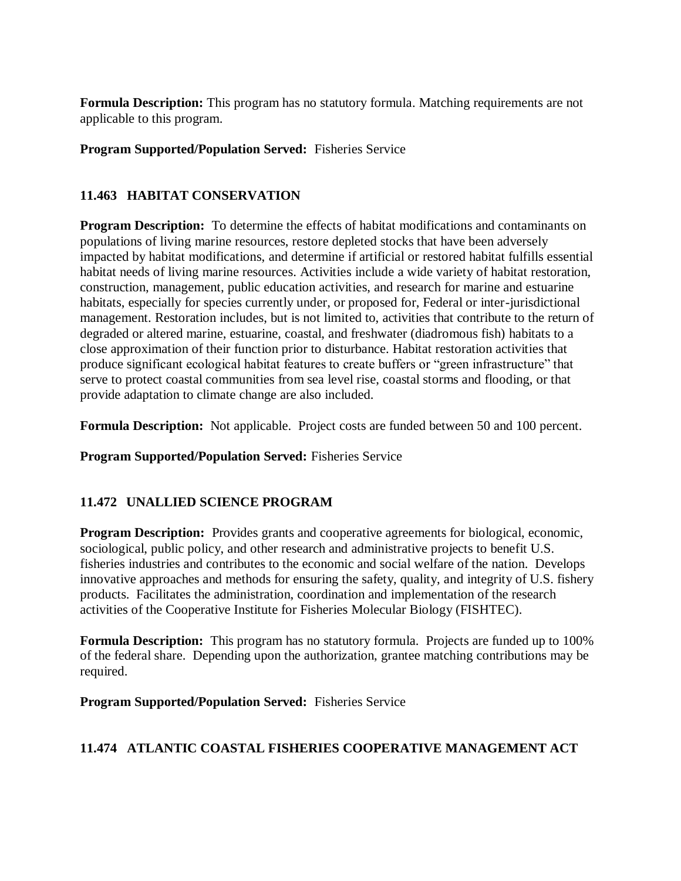**Formula Description:** This program has no statutory formula. Matching requirements are not applicable to this program.

**Program Supported/Population Served:** Fisheries Service

### 11.463 HABITAT CONSERVATION

**Program Description:** To determine the effects of habitat modifications and contaminants on populations of living marine resources, restore depleted stocks that have been adversely impacted by habitat modifications, and determine if artificial or restored habitat fulfills essential habitat needs of living marine resources. Activities include a wide variety of habitat restoration, construction, management, public education activities, and research for marine and estuarine habitats, especially for species currently under, or proposed for, Federal or inter-jurisdictional management. Restoration includes, but is not limited to, activities that contribute to the return of degraded or altered marine, estuarine, coastal, and freshwater (diadromous fish) habitats to a close approximation of their function prior to disturbance. Habitat restoration activities that produce significant ecological habitat features to create buffers or "green infrastructure" that serve to protect coastal communities from sea level rise, coastal storms and flooding, or that provide adaptation to climate change are also included.

**Formula Description:** Not applicable. Project costs are funded between 50 and 100 percent.

**Program Supported/Population Served:** Fisheries Service

### 11.472 UNALLIED SCIENCE PROGRAM

**Program Description:** Provides grants and cooperative agreements for biological, economic, sociological, public policy, and other research and administrative projects to benefit U.S. fisheries industries and contributes to the economic and social welfare of the nation. Develops innovative approaches and methods for ensuring the safety, quality, and integrity of U.S. fishery products. Facilitates the administration, coordination and implementation of the research activities of the Cooperative Institute for Fisheries Molecular Biology (FISHTEC).

**Formula Description:** This program has no statutory formula. Projects are funded up to 100% of the federal share. Depending upon the authorization, grantee matching contributions may be required.

**Program Supported/Population Served:** Fisheries Service

### 11.474 ATLANTIC COASTAL FISHERIES COOPERATIVE MANAGEMENT ACT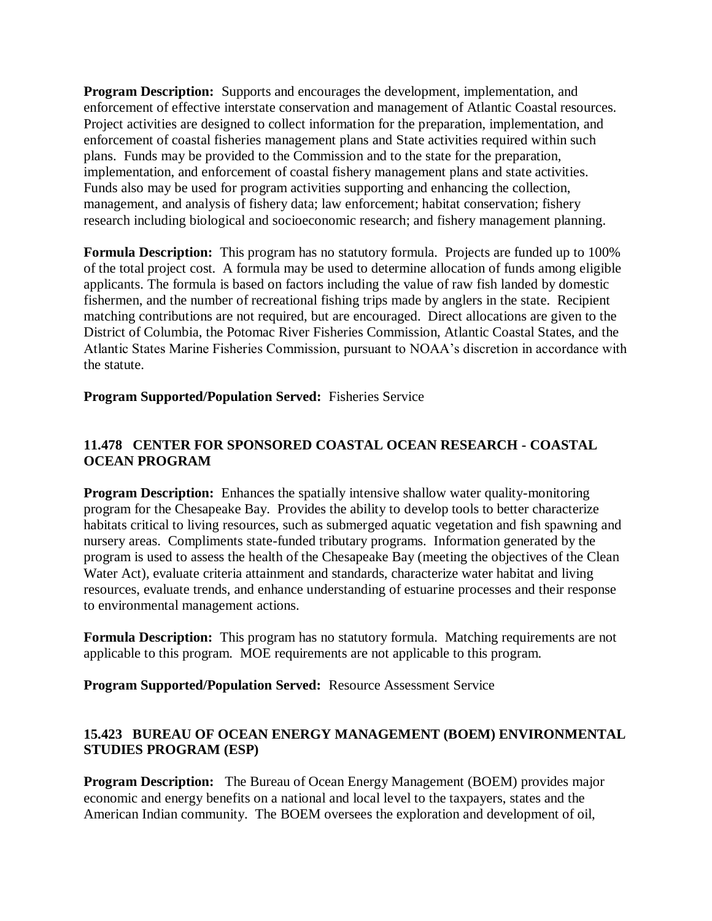**Program Description:** Supports and encourages the development, implementation, and enforcement of effective interstate conservation and management of Atlantic Coastal resources. Project activities are designed to collect information for the preparation, implementation, and enforcement of coastal fisheries management plans and State activities required within such plans. Funds may be provided to the Commission and to the state for the preparation, implementation, and enforcement of coastal fishery management plans and state activities. Funds also may be used for program activities supporting and enhancing the collection, management, and analysis of fishery data; law enforcement; habitat conservation; fishery research including biological and socioeconomic research; and fishery management planning.

**Formula Description:** This program has no statutory formula. Projects are funded up to 100% of the total project cost. A formula may be used to determine allocation of funds among eligible applicants. The formula is based on factors including the value of raw fish landed by domestic fishermen, and the number of recreational fishing trips made by anglers in the state. Recipient matching contributions are not required, but are encouraged. Direct allocations are given to the District of Columbia, the Potomac River Fisheries Commission, Atlantic Coastal States, and the Atlantic States Marine Fisheries Commission, pursuant to NOAA's discretion in accordance with the statute.

**Program Supported/Population Served:** Fisheries Service

### 11.478 CENTER FOR SPONSORED COASTAL OCEAN RESEARCH - COASTAL OCEAN PROGRAM

**Program Description:** Enhances the spatially intensive shallow water quality-monitoring program for the Chesapeake Bay. Provides the ability to develop tools to better characterize habitats critical to living resources, such as submerged aquatic vegetation and fish spawning and nursery areas. Compliments state-funded tributary programs. Information generated by the program is used to assess the health of the Chesapeake Bay (meeting the objectives of the Clean Water Act), evaluate criteria attainment and standards, characterize water habitat and living resources, evaluate trends, and enhance understanding of estuarine processes and their response to environmental management actions.

**Formula Description:** This program has no statutory formula. Matching requirements are not applicable to this program. MOE requirements are not applicable to this program.

**Program Supported/Population Served:** Resource Assessment Service

### 15.423 BUREAU OF OCEAN ENERGY MANAGEMENT (BOEM) ENVIRONMENTAL STUDIES PROGRAM (ESP)

**Program Description:** The Bureau of Ocean Energy Management (BOEM) provides major economic and energy benefits on a national and local level to the taxpayers, states and the American Indian community. The BOEM oversees the exploration and development of oil,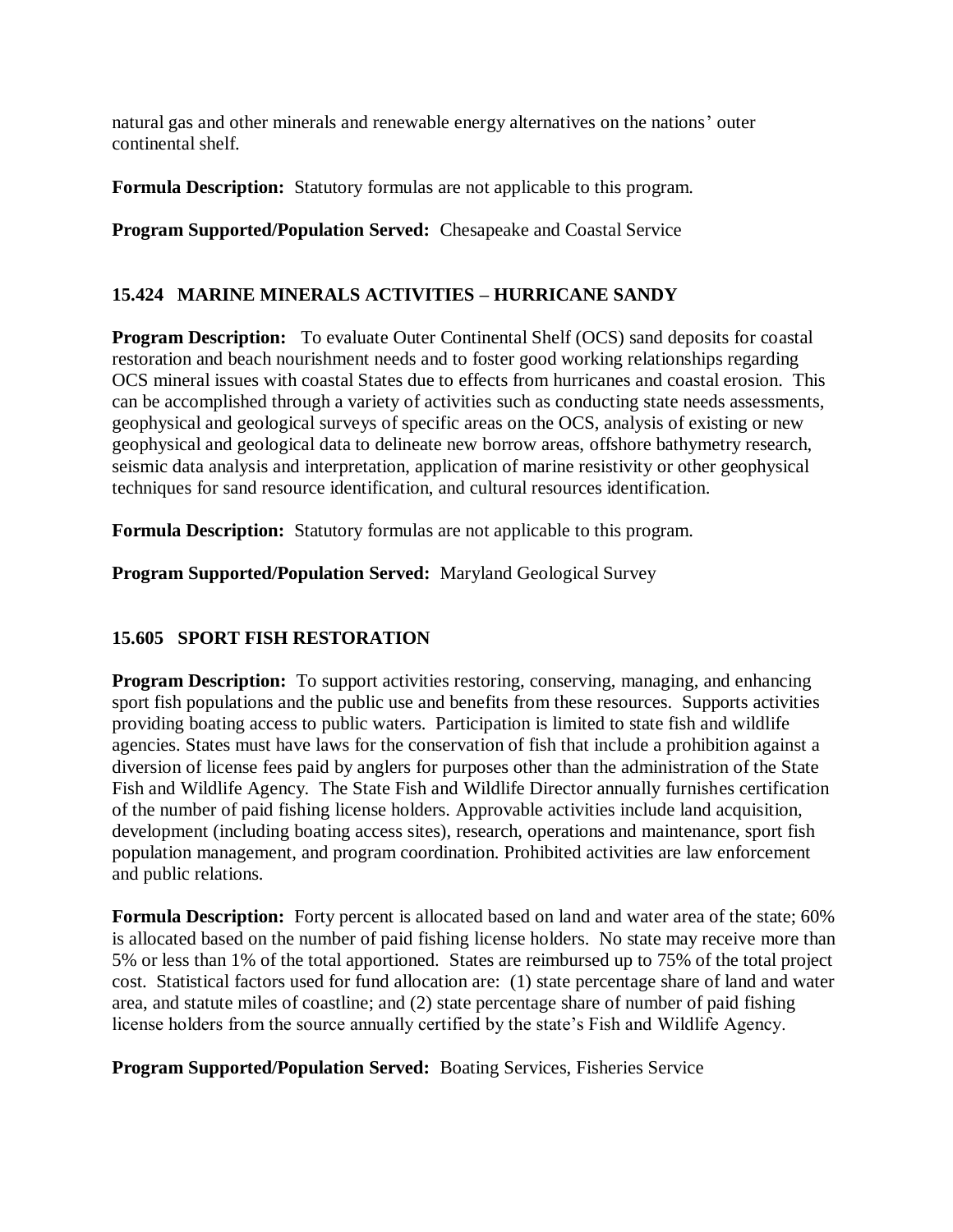natural gas and other minerals and renewable energy alternatives on the nations' outer continental shelf.

**Formula Description:** Statutory formulas are not applicable to this program.

**Program Supported/Population Served:** Chesapeake and Coastal Service

### 15.424 MARINE MINERALS ACTIVITIES – HURRICANE SANDY

**Program Description:** To evaluate Outer Continental Shelf (OCS) sand deposits for coastal restoration and beach nourishment needs and to foster good working relationships regarding OCS mineral issues with coastal States due to effects from hurricanes and coastal erosion. This can be accomplished through a variety of activities such as conducting state needs assessments, geophysical and geological surveys of specific areas on the OCS, analysis of existing or new geophysical and geological data to delineate new borrow areas, offshore bathymetry research, seismic data analysis and interpretation, application of marine resistivity or other geophysical techniques for sand resource identification, and cultural resources identification.

**Formula Description:** Statutory formulas are not applicable to this program.

**Program Supported/Population Served:** Maryland Geological Survey

### 15.605 SPORT FISH RESTORATION

**Program Description:** To support activities restoring, conserving, managing, and enhancing sport fish populations and the public use and benefits from these resources. Supports activities providing boating access to public waters. Participation is limited to state fish and wildlife agencies. States must have laws for the conservation of fish that include a prohibition against a diversion of license fees paid by anglers for purposes other than the administration of the State Fish and Wildlife Agency. The State Fish and Wildlife Director annually furnishes certification of the number of paid fishing license holders. Approvable activities include land acquisition, development (including boating access sites), research, operations and maintenance, sport fish population management, and program coordination. Prohibited activities are law enforcement and public relations.

**Formula Description:** Forty percent is allocated based on land and water area of the state; 60% is allocated based on the number of paid fishing license holders. No state may receive more than 5% or less than 1% of the total apportioned. States are reimbursed up to 75% of the total project cost. Statistical factors used for fund allocation are: (1) state percentage share of land and water area, and statute miles of coastline; and (2) state percentage share of number of paid fishing license holders from the source annually certified by the state's Fish and Wildlife Agency.

**Program Supported/Population Served:** Boating Services, Fisheries Service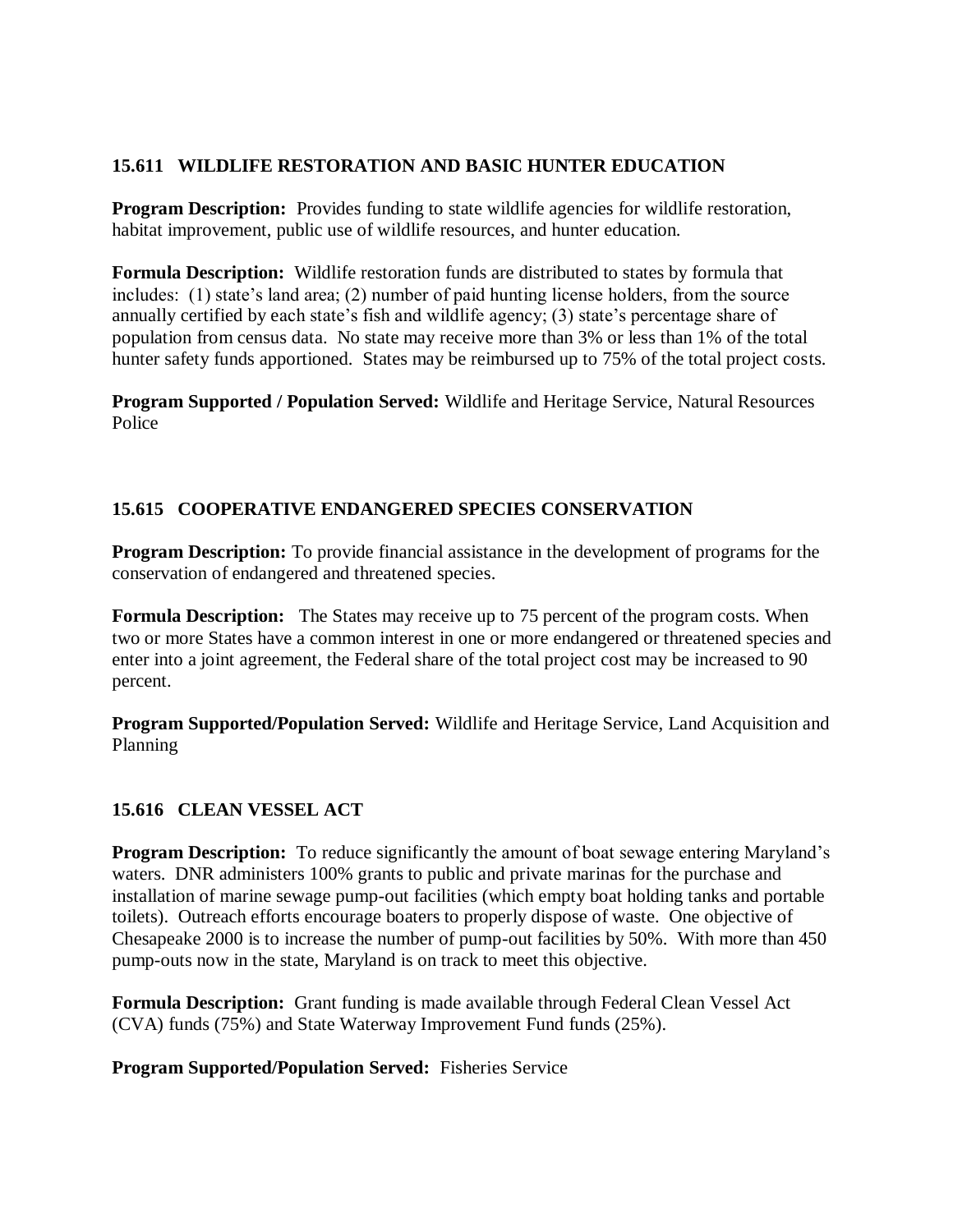### 15.611 WILDLIFE RESTORATION AND BASIC HUNTER EDUCATION

**Program Description:** Provides funding to state wildlife agencies for wildlife restoration, habitat improvement, public use of wildlife resources, and hunter education.

**Formula Description:** Wildlife restoration funds are distributed to states by formula that includes: (1) state's land area; (2) number of paid hunting license holders, from the source annually certified by each state's fish and wildlife agency; (3) state's percentage share of population from census data. No state may receive more than 3% or less than 1% of the total hunter safety funds apportioned. States may be reimbursed up to 75% of the total project costs.

**Program Supported / Population Served:** Wildlife and Heritage Service, Natural Resources Police

### 15.615 COOPERATIVE ENDANGERED SPECIES CONSERVATION

**Program Description:** To provide financial assistance in the development of programs for the conservation of endangered and threatened species.

**Formula Description:** The States may receive up to 75 percent of the program costs. When two or more States have a common interest in one or more endangered or threatened species and enter into a joint agreement, the Federal share of the total project cost may be increased to 90 percent.

**Program Supported/Population Served:** Wildlife and Heritage Service, Land Acquisition and Planning

### 15.616 CLEAN VESSEL ACT

**Program Description:** To reduce significantly the amount of boat sewage entering Maryland's waters. DNR administers 100% grants to public and private marinas for the purchase and installation of marine sewage pump-out facilities (which empty boat holding tanks and portable toilets). Outreach efforts encourage boaters to properly dispose of waste. One objective of Chesapeake 2000 is to increase the number of pump-out facilities by 50%. With more than 450 pump-outs now in the state, Maryland is on track to meet this objective.

**Formula Description:** Grant funding is made available through Federal Clean Vessel Act (CVA) funds (75%) and State Waterway Improvement Fund funds (25%).

**Program Supported/Population Served:** Fisheries Service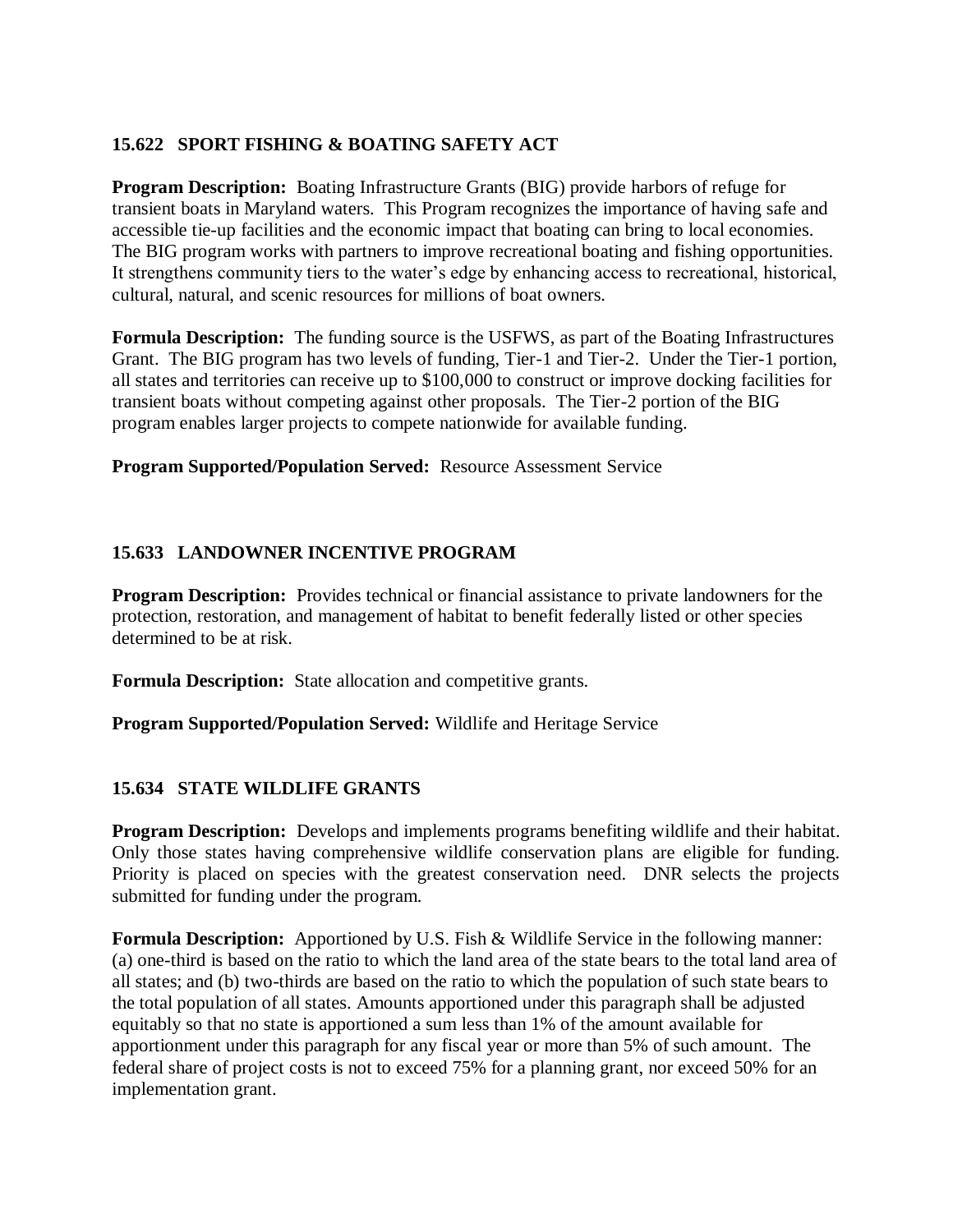### 15.622 SPORT FISHING & BOATING SAFETY ACT

**Program Description:** Boating Infrastructure Grants (BIG) provide harbors of refuge for transient boats in Maryland waters. This Program recognizes the importance of having safe and accessible tie-up facilities and the economic impact that boating can bring to local economies. The BIG program works with partners to improve recreational boating and fishing opportunities. It strengthens community tiers to the water's edge by enhancing access to recreational, historical, cultural, natural, and scenic resources for millions of boat owners.

**Formula Description:** The funding source is the USFWS, as part of the Boating Infrastructures Grant. The BIG program has two levels of funding, Tier-1 and Tier-2. Under the Tier-1 portion, all states and territories can receive up to $100,000 to construct or improve docking facilities for transient boats without competing against other proposals. The Tier-2 portion of the BIG program enables larger projects to compete nationwide for available funding.

**Program Supported/Population Served:** Resource Assessment Service

### 15.633 LANDOWNER INCENTIVE PROGRAM

**Program Description:** Provides technical or financial assistance to private landowners for the protection, restoration, and management of habitat to benefit federally listed or other species determined to be at risk.

**Formula Description:** State allocation and competitive grants.

**Program Supported/Population Served:** Wildlife and Heritage Service

### 15.634 STATE WILDLIFE GRANTS

**Program Description:** Develops and implements programs benefiting wildlife and their habitat. Only those states having comprehensive wildlife conservation plans are eligible for funding. Priority is placed on species with the greatest conservation need. DNR selects the projects submitted for funding under the program.

**Formula Description:** Apportioned by U.S. Fish & Wildlife Service in the following manner: (a) one-third is based on the ratio to which the land area of the state bears to the total land area of all states; and (b) two-thirds are based on the ratio to which the population of such state bears to the total population of all states. Amounts apportioned under this paragraph shall be adjusted equitably so that no state is apportioned a sum less than 1% of the amount available for apportionment under this paragraph for any fiscal year or more than 5% of such amount. The federal share of project costs is not to exceed 75% for a planning grant, nor exceed 50% for an implementation grant.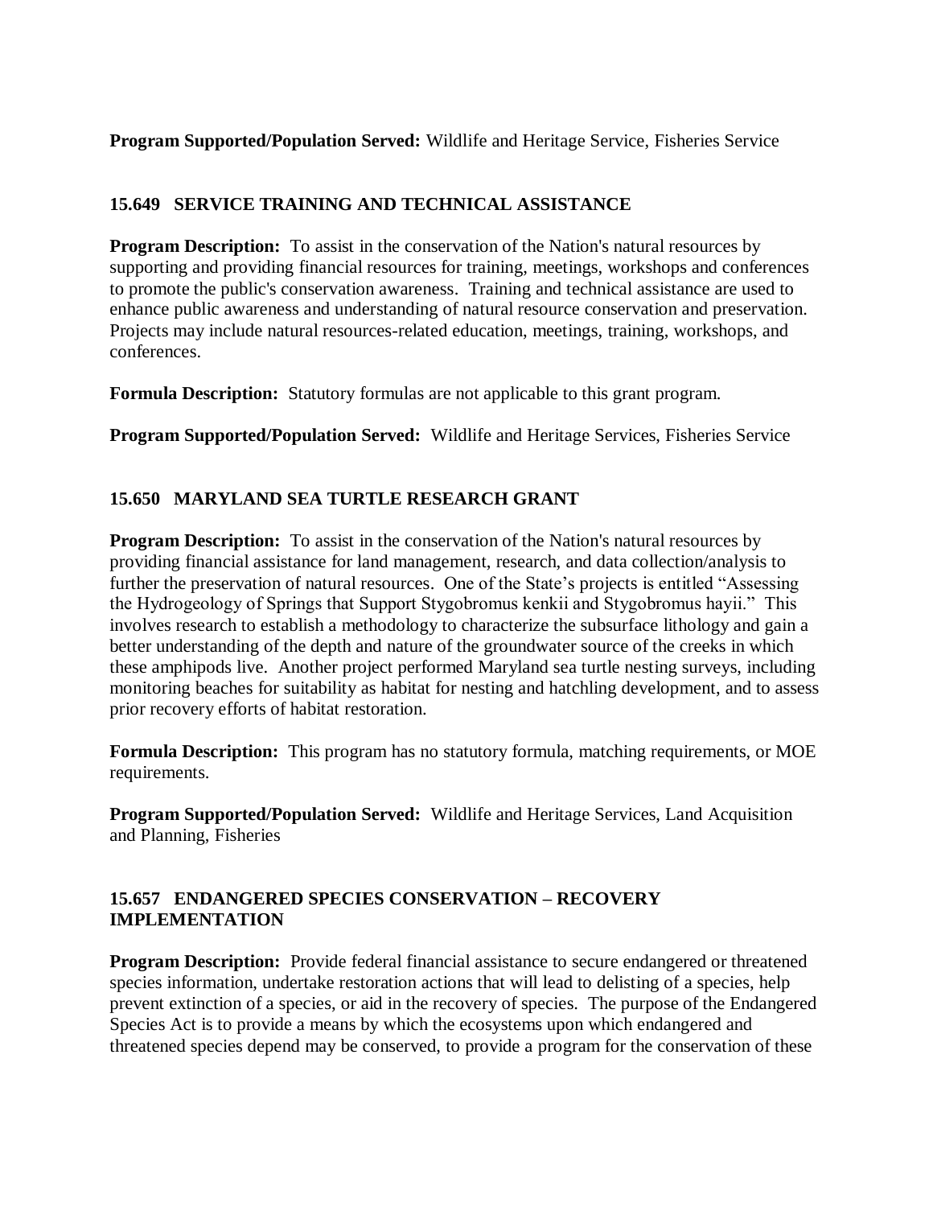**Program Supported/Population Served:** Wildlife and Heritage Service, Fisheries Service

### 15.649 SERVICE TRAINING AND TECHNICAL ASSISTANCE

**Program Description:** To assist in the conservation of the Nation's natural resources by supporting and providing financial resources for training, meetings, workshops and conferences to promote the public's conservation awareness. Training and technical assistance are used to enhance public awareness and understanding of natural resource conservation and preservation. Projects may include natural resources-related education, meetings, training, workshops, and conferences.

**Formula Description:** Statutory formulas are not applicable to this grant program.

**Program Supported/Population Served:** Wildlife and Heritage Services, Fisheries Service

### 15.650 MARYLAND SEA TURTLE RESEARCH GRANT

**Program Description:** To assist in the conservation of the Nation's natural resources by providing financial assistance for land management, research, and data collection/analysis to further the preservation of natural resources. One of the State's projects is entitled "Assessing the Hydrogeology of Springs that Support Stygobromus kenkii and Stygobromus hayii." This involves research to establish a methodology to characterize the subsurface lithology and gain a better understanding of the depth and nature of the groundwater source of the creeks in which these amphipods live. Another project performed Maryland sea turtle nesting surveys, including monitoring beaches for suitability as habitat for nesting and hatchling development, and to assess prior recovery efforts of habitat restoration.

**Formula Description:** This program has no statutory formula, matching requirements, or MOE requirements.

**Program Supported/Population Served:** Wildlife and Heritage Services, Land Acquisition and Planning, Fisheries

### 15.657 ENDANGERED SPECIES CONSERVATION – RECOVERY IMPLEMENTATION

**Program Description:** Provide federal financial assistance to secure endangered or threatened species information, undertake restoration actions that will lead to delisting of a species, help prevent extinction of a species, or aid in the recovery of species. The purpose of the Endangered Species Act is to provide a means by which the ecosystems upon which endangered and threatened species depend may be conserved, to provide a program for the conservation of these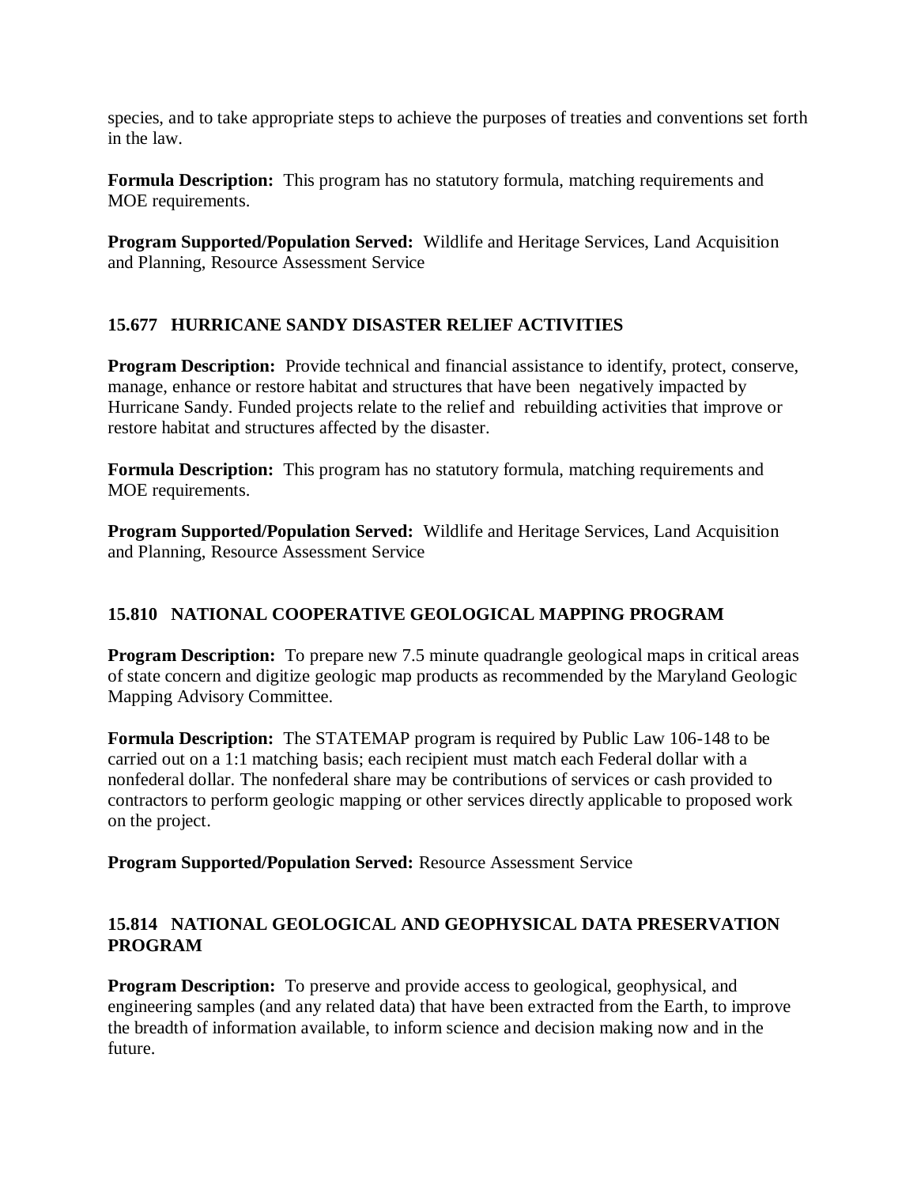species, and to take appropriate steps to achieve the purposes of treaties and conventions set forth in the law.

**Formula Description:** This program has no statutory formula, matching requirements and MOE requirements.

**Program Supported/Population Served:** Wildlife and Heritage Services, Land Acquisition and Planning, Resource Assessment Service

### 15.677 HURRICANE SANDY DISASTER RELIEF ACTIVITIES

**Program Description:** Provide technical and financial assistance to identify, protect, conserve, manage, enhance or restore habitat and structures that have been negatively impacted by Hurricane Sandy. Funded projects relate to the relief and rebuilding activities that improve or restore habitat and structures affected by the disaster.

**Formula Description:** This program has no statutory formula, matching requirements and MOE requirements.

**Program Supported/Population Served:** Wildlife and Heritage Services, Land Acquisition and Planning, Resource Assessment Service

### 15.810 NATIONAL COOPERATIVE GEOLOGICAL MAPPING PROGRAM

**Program Description:** To prepare new 7.5 minute quadrangle geological maps in critical areas of state concern and digitize geologic map products as recommended by the Maryland Geologic Mapping Advisory Committee.

**Formula Description:** The STATEMAP program is required by Public Law 106-148 to be carried out on a 1:1 matching basis; each recipient must match each Federal dollar with a nonfederal dollar. The nonfederal share may be contributions of services or cash provided to contractors to perform geologic mapping or other services directly applicable to proposed work on the project.

**Program Supported/Population Served:** Resource Assessment Service

### 15.814 NATIONAL GEOLOGICAL AND GEOPHYSICAL DATA PRESERVATION PROGRAM

**Program Description:** To preserve and provide access to geological, geophysical, and engineering samples (and any related data) that have been extracted from the Earth, to improve the breadth of information available, to inform science and decision making now and in the future.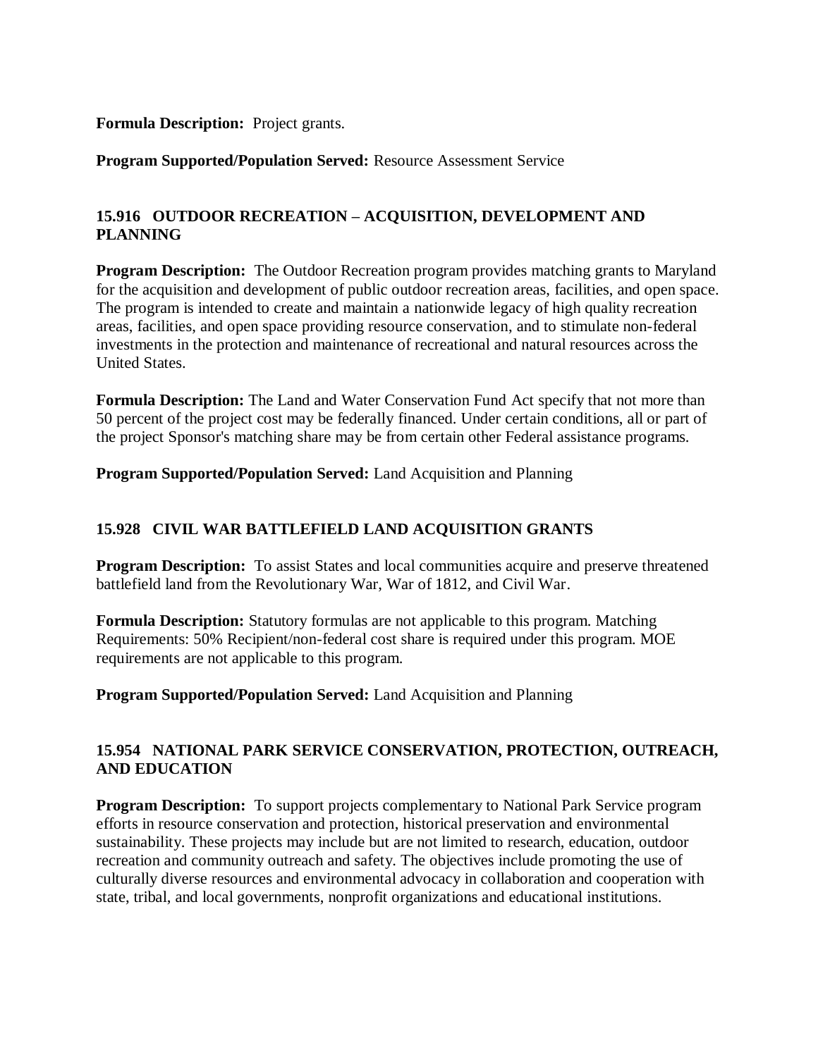**Formula Description:** Project grants.

**Program Supported/Population Served:** Resource Assessment Service

### 15.916 OUTDOOR RECREATION – ACQUISITION, DEVELOPMENT AND PLANNING

**Program Description:** The Outdoor Recreation program provides matching grants to Maryland for the acquisition and development of public outdoor recreation areas, facilities, and open space. The program is intended to create and maintain a nationwide legacy of high quality recreation areas, facilities, and open space providing resource conservation, and to stimulate non-federal investments in the protection and maintenance of recreational and natural resources across the United States.

**Formula Description:** The Land and Water Conservation Fund Act specify that not more than 50 percent of the project cost may be federally financed. Under certain conditions, all or part of the project Sponsor's matching share may be from certain other Federal assistance programs.

**Program Supported/Population Served:** Land Acquisition and Planning

### 15.928 CIVIL WAR BATTLEFIELD LAND ACQUISITION GRANTS

**Program Description:** To assist States and local communities acquire and preserve threatened battlefield land from the Revolutionary War, War of 1812, and Civil War.

**Formula Description:** Statutory formulas are not applicable to this program. Matching Requirements: 50% Recipient/non-federal cost share is required under this program. MOE requirements are not applicable to this program.

**Program Supported/Population Served:** Land Acquisition and Planning

### 15.954 NATIONAL PARK SERVICE CONSERVATION, PROTECTION, OUTREACH, AND EDUCATION

**Program Description:** To support projects complementary to National Park Service program efforts in resource conservation and protection, historical preservation and environmental sustainability. These projects may include but are not limited to research, education, outdoor recreation and community outreach and safety. The objectives include promoting the use of culturally diverse resources and environmental advocacy in collaboration and cooperation with state, tribal, and local governments, nonprofit organizations and educational institutions.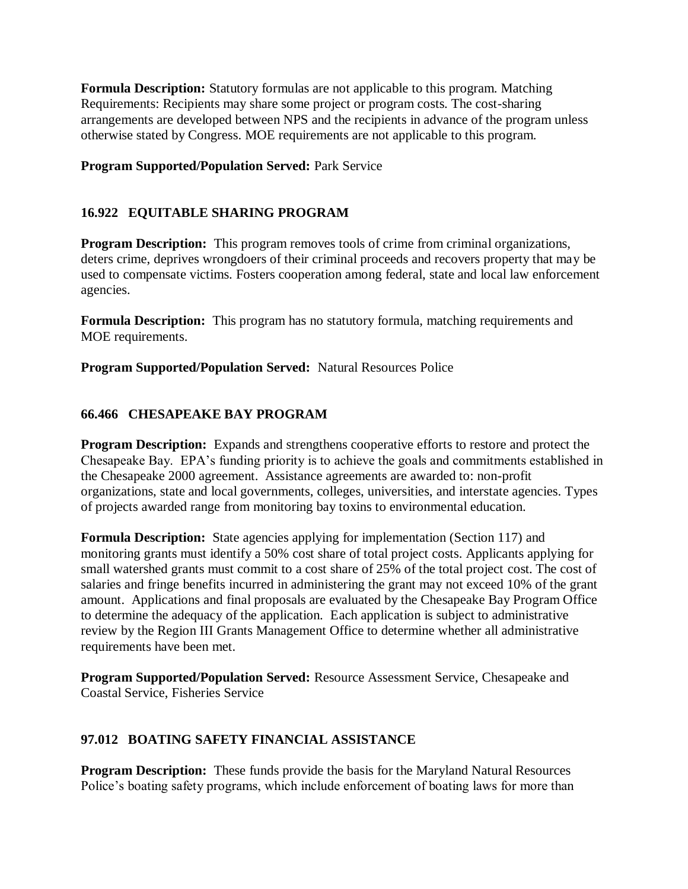**Formula Description:** Statutory formulas are not applicable to this program. Matching Requirements: Recipients may share some project or program costs. The cost-sharing arrangements are developed between NPS and the recipients in advance of the program unless otherwise stated by Congress. MOE requirements are not applicable to this program.

**Program Supported/Population Served:** Park Service

### 16.922 EQUITABLE SHARING PROGRAM

**Program Description:** This program removes tools of crime from criminal organizations, deters crime, deprives wrongdoers of their criminal proceeds and recovers property that may be used to compensate victims. Fosters cooperation among federal, state and local law enforcement agencies.

**Formula Description:** This program has no statutory formula, matching requirements and MOE requirements.

**Program Supported/Population Served:** Natural Resources Police

### 66.466 CHESAPEAKE BAY PROGRAM

**Program Description:** Expands and strengthens cooperative efforts to restore and protect the Chesapeake Bay. EPA's funding priority is to achieve the goals and commitments established in the Chesapeake 2000 agreement. Assistance agreements are awarded to: non-profit organizations, state and local governments, colleges, universities, and interstate agencies. Types of projects awarded range from monitoring bay toxins to environmental education.

**Formula Description:** State agencies applying for implementation (Section 117) and monitoring grants must identify a 50% cost share of total project costs. Applicants applying for small watershed grants must commit to a cost share of 25% of the total project cost. The cost of salaries and fringe benefits incurred in administering the grant may not exceed 10% of the grant amount. Applications and final proposals are evaluated by the Chesapeake Bay Program Office to determine the adequacy of the application. Each application is subject to administrative review by the Region III Grants Management Office to determine whether all administrative requirements have been met.

**Program Supported/Population Served:** Resource Assessment Service, Chesapeake and Coastal Service, Fisheries Service

### 97.012 BOATING SAFETY FINANCIAL ASSISTANCE

**Program Description:** These funds provide the basis for the Maryland Natural Resources Police's boating safety programs, which include enforcement of boating laws for more than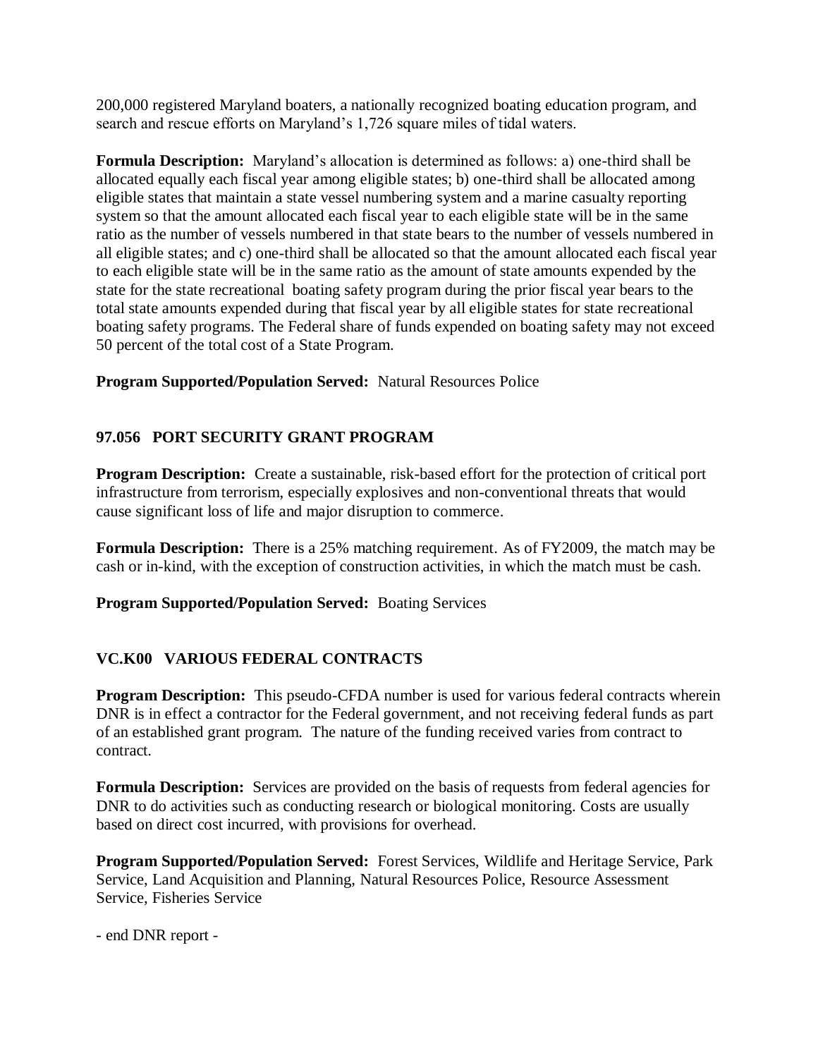200,000 registered Maryland boaters, a nationally recognized boating education program, and search and rescue efforts on Maryland's 1,726 square miles of tidal waters.

**Formula Description:** Maryland's allocation is determined as follows: a) one-third shall be allocated equally each fiscal year among eligible states; b) one-third shall be allocated among eligible states that maintain a state vessel numbering system and a marine casualty reporting system so that the amount allocated each fiscal year to each eligible state will be in the same ratio as the number of vessels numbered in that state bears to the number of vessels numbered in all eligible states; and c) one-third shall be allocated so that the amount allocated each fiscal year to each eligible state will be in the same ratio as the amount of state amounts expended by the state for the state recreational boating safety program during the prior fiscal year bears to the total state amounts expended during that fiscal year by all eligible states for state recreational boating safety programs. The Federal share of funds expended on boating safety may not exceed 50 percent of the total cost of a State Program.

**Program Supported/Population Served:** Natural Resources Police

### 97.056 PORT SECURITY GRANT PROGRAM

**Program Description:** Create a sustainable, risk-based effort for the protection of critical port infrastructure from terrorism, especially explosives and non-conventional threats that would cause significant loss of life and major disruption to commerce.

**Formula Description:** There is a 25% matching requirement. As of FY2009, the match may be cash or in-kind, with the exception of construction activities, in which the match must be cash.

**Program Supported/Population Served:** Boating Services

### VC.K00 VARIOUS FEDERAL CONTRACTS

**Program Description:** This pseudo-CFDA number is used for various federal contracts wherein DNR is in effect a contractor for the Federal government, and not receiving federal funds as part of an established grant program. The nature of the funding received varies from contract to contract.

**Formula Description:** Services are provided on the basis of requests from federal agencies for DNR to do activities such as conducting research or biological monitoring. Costs are usually based on direct cost incurred, with provisions for overhead.

**Program Supported/Population Served:** Forest Services, Wildlife and Heritage Service, Park Service, Land Acquisition and Planning, Natural Resources Police, Resource Assessment Service, Fisheries Service

- end DNR report -